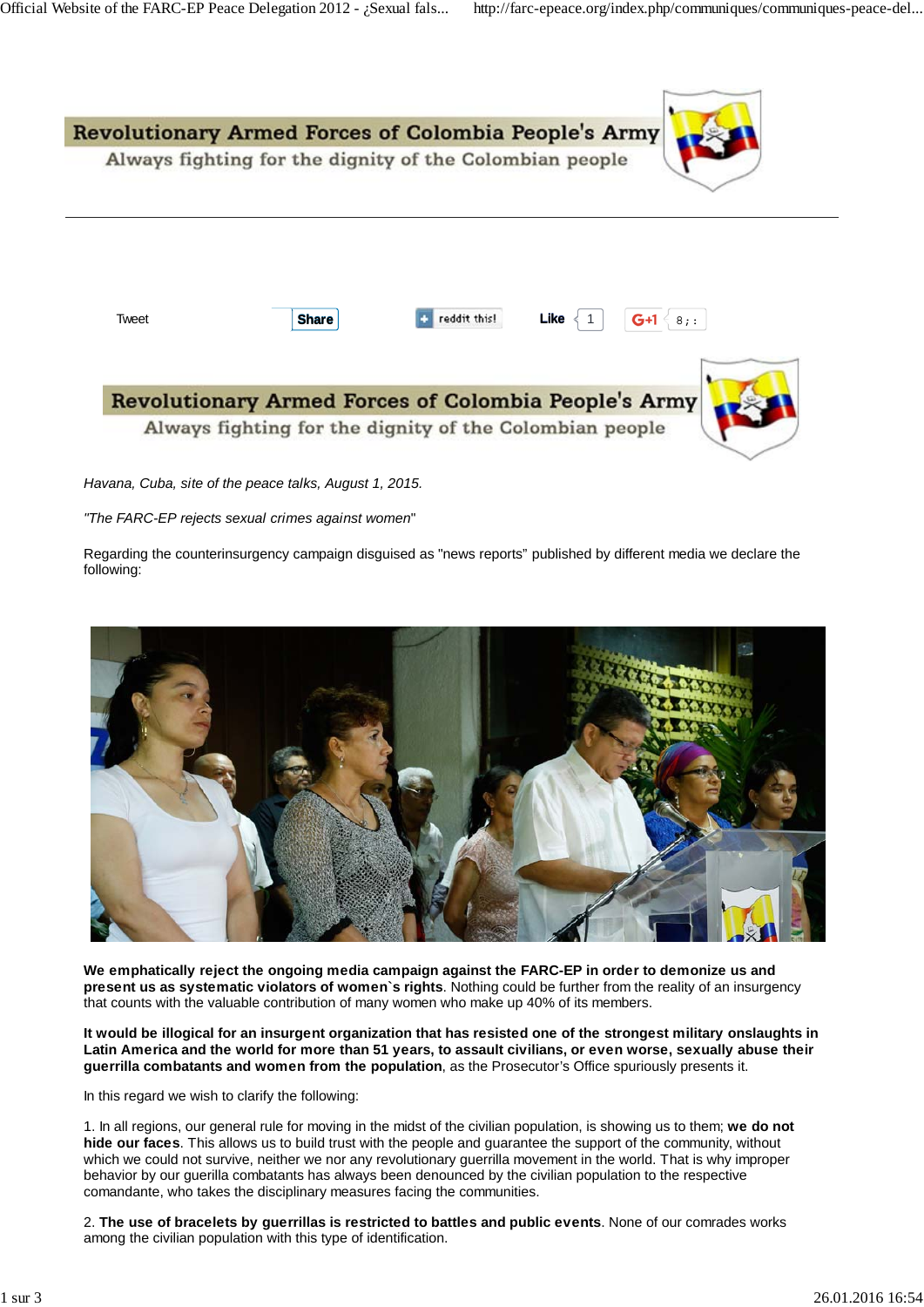# Revolutionary Armed Forces of Colombia People's Army

Always fighting for the dignity of the Colombian people

Tweet Share reddit this! Like 1 G+1

## Revolutionary Armed Forces of Colombia People's Army

Always fighting for the dignity of the Colombian people

*Havana, Cuba, site of the peace talks, August 1, 2015.*

*"The FARC-EP rejects sexual crimes against women"*

Regarding the counterinsurgency campaign disguised as "news reports" published by different media we declare the following:

**We emphatically reject the ongoing media campaign against the FARC-EP in order to demonize us and present us as systematic violators of women`s rights**. Nothing could be further from the reality of an insurgency that counts with the valuable contribution of many women who make up 40% of its members.

**It would be illogical for an insurgent organization that has resisted one of the strongest military onslaughts in Latin America and the world for more than 51 years, to assault civilians, or even worse, sexually abuse their guerrilla combatants and women from the population**, as the Prosecutor's Office spuriously presents it.

In this regard we wish to clarify the following:

1. In all regions, our general rule for moving in the midst of the civilian population, is showing us to them; **we do not hide our faces**. This allows us to build trust with the people and guarantee the support of the community, without which we could not survive, neither we nor any revolutionary guerrilla movement in the world. That is why improper behavior by our guerilla combatants has always been denounced by the civilian population to the respective comandante, who takes the disciplinary measures facing the communities.

2. **The use of bracelets by guerrillas is restricted to battles and public events**. None of our comrades works among the civilian population with this type of identification.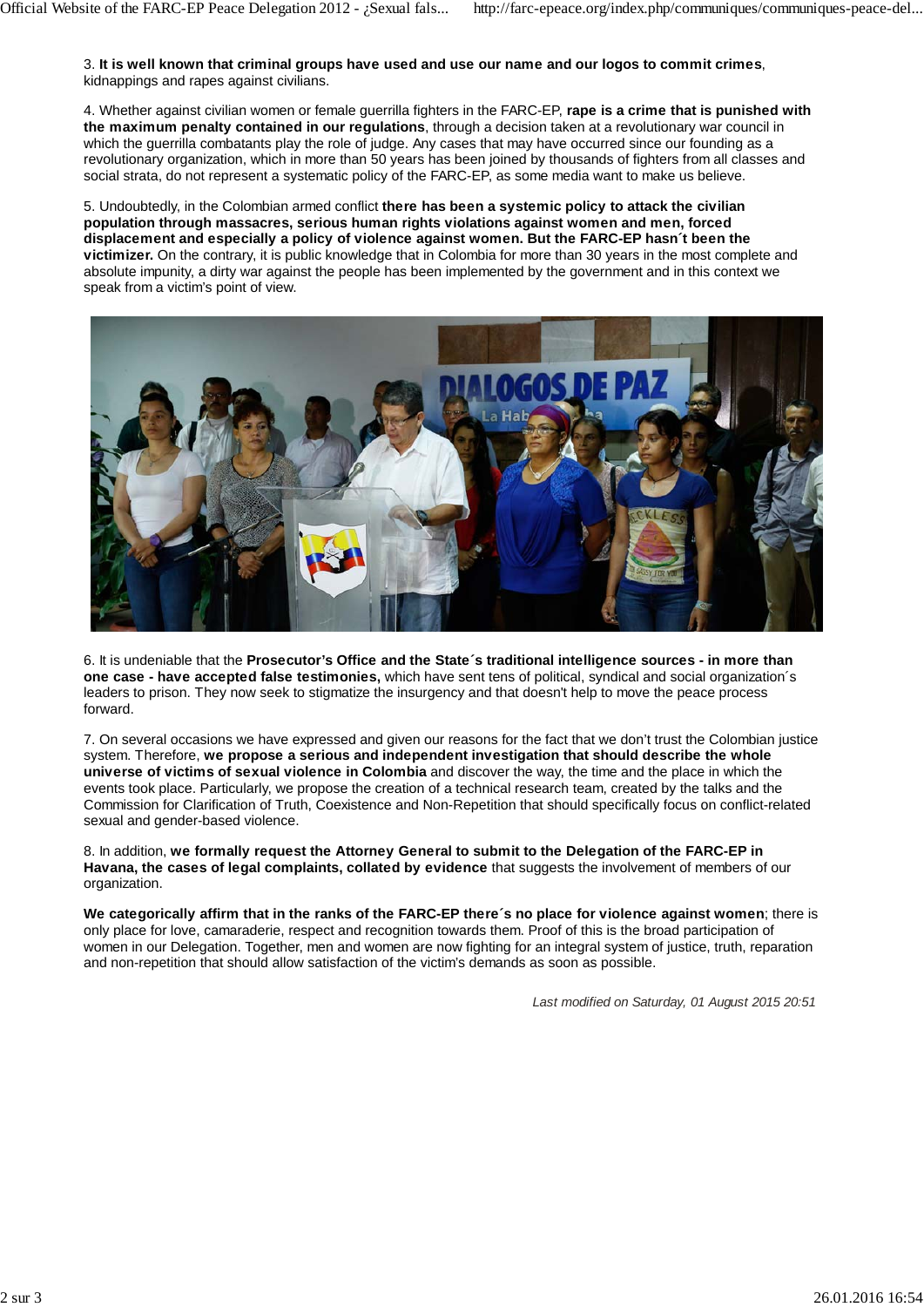3. **It is well known that criminal groups have used and use our name and our logos to commit crimes**, kidnappings and rapes against civilians.

4. Whether against civilian women or female guerrilla fighters in the FARC-EP, **rape is a crime that is punished with the maximum penalty contained in our regulations**, through a decision taken at a revolutionary war council in which the guerrilla combatants play the role of judge. Any cases that may have occurred since our founding as a revolutionary organization, which in more than 50 years has been joined by thousands of fighters from all classes and social strata, do not represent a systematic policy of the FARC-EP, as some media want to make us believe.

5. Undoubtedly, in the Colombian armed conflict **there has been a systemic policy to attack the civilian population through massacres, serious human rights violations against women and men, forced displacement and especially a policy of violence against women. But the FARC-EP hasn´t been the victimizer.** On the contrary, it is public knowledge that in Colombia for more than 30 years in the most complete and absolute impunity, a dirty war against the people has been implemented by the government and in this context we speak from a victim's point of view.

6. It is undeniable that the **Prosecutor's Office and the State´s traditional intelligence sources - in more than one case - have accepted false testimonies,** which have sent tens of political, syndical and social organization´s leaders to prison. They now seek to stigmatize the insurgency and that doesn't help to move the peace process forward.

7. On several occasions we have expressed and given our reasons for the fact that we don't trust the Colombian justice system. Therefore, **we propose a serious and independent investigation that should describe the whole universe of victims of sexual violence in Colombia** and discover the way, the time and the place in which the events took place. Particularly, we propose the creation of a technical research team, created by the talks and the Commission for Clarification of Truth, Coexistence and Non-Repetition that should specifically focus on conflict-related sexual and gender-based violence.

8. In addition, **we formally request the Attorney General to submit to the Delegation of the FARC-EP in Havana, the cases of legal complaints, collated by evidence** that suggests the involvement of members of our organization.

**We categorically affirm that in the ranks of the FARC-EP there´s no place for violence against women**; there is only place for love, camaraderie, respect and recognition towards them. Proof of this is the broad participation of women in our Delegation. Together, men and women are now fighting for an integral system of justice, truth, reparation and non-repetition that should allow satisfaction of the victim's demands as soon as possible.

*Last modified on Saturday, 01 August 2015 20:51*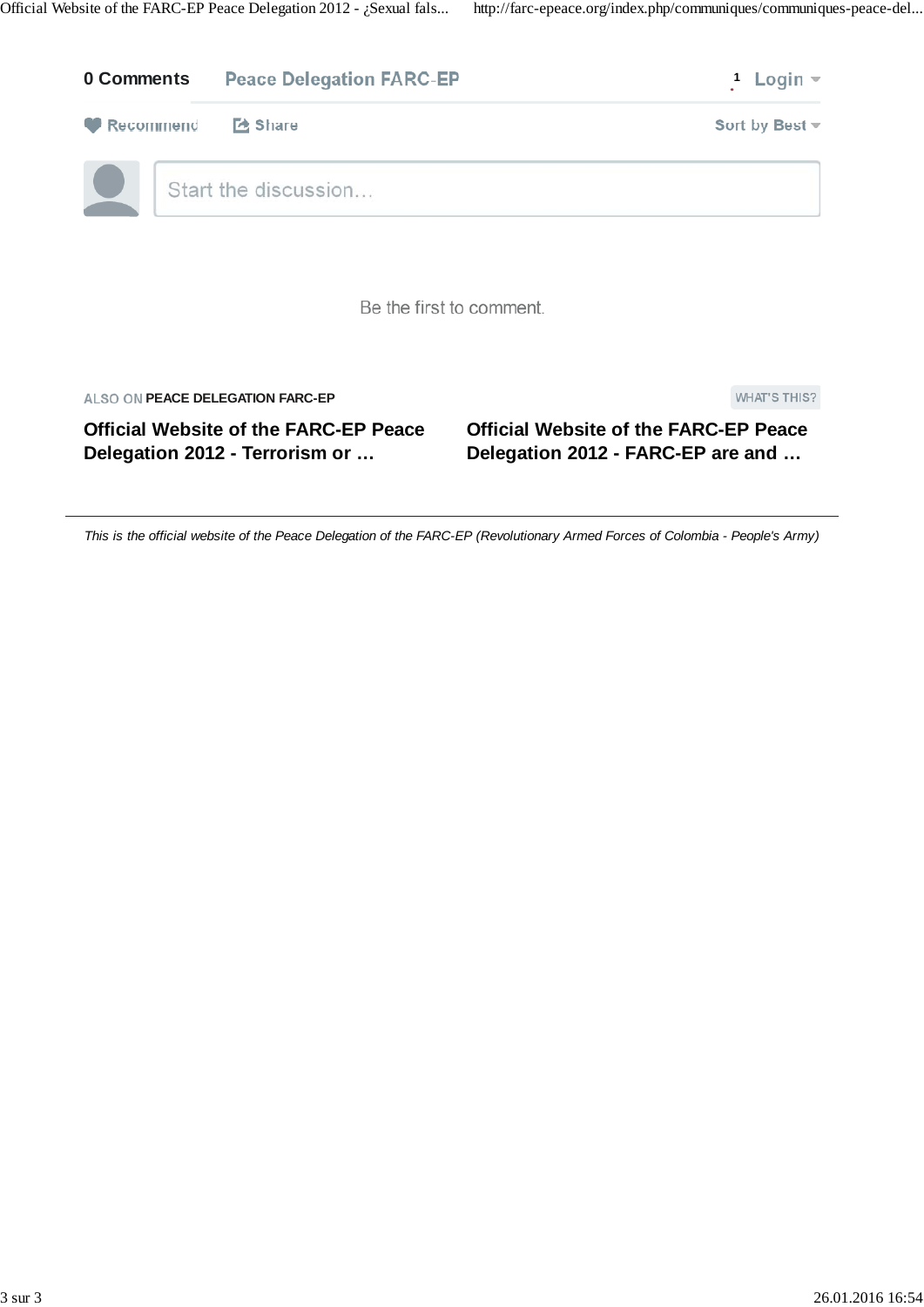**0 Comments** Peace Delegation FARC-EP

1 Login

Recommend Share Sort by Best

Start the discussion…

Be the first to comment.

ALSO ON **PEACE DELEGATION FARC-EP** WHAT'S THIS?

**Official Website of the FARC-EP Peace Delegation 2012 - Terrorism or …**

**Official Website of the FARC-EP Peace Delegation 2012 - FARC-EP are and …**

---

*This is the official website of the Peace Delegation of the FARC-EP (Revolutionary Armed Forces of Colombia - People's Army)*